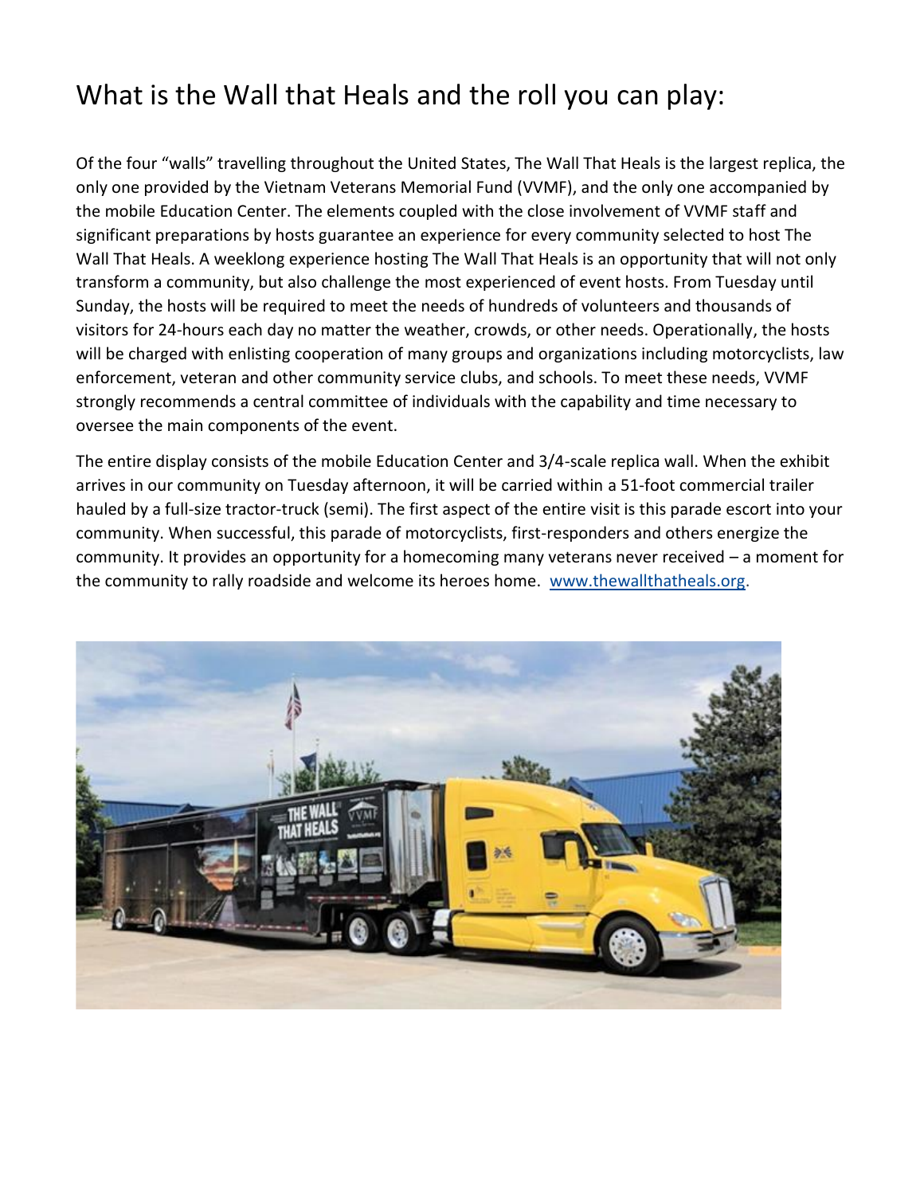# What is the Wall that Heals and the roll you can play:

Of the four "walls" travelling throughout the United States, The Wall That Heals is the largest replica, the only one provided by the Vietnam Veterans Memorial Fund (VVMF), and the only one accompanied by the mobile Education Center. The elements coupled with the close involvement of VVMF staff and significant preparations by hosts guarantee an experience for every community selected to host The Wall That Heals. A weeklong experience hosting The Wall That Heals is an opportunity that will not only transform a community, but also challenge the most experienced of event hosts. From Tuesday until Sunday, the hosts will be required to meet the needs of hundreds of volunteers and thousands of visitors for 24-hours each day no matter the weather, crowds, or other needs. Operationally, the hosts will be charged with enlisting cooperation of many groups and organizations including motorcyclists, law enforcement, veteran and other community service clubs, and schools. To meet these needs, VVMF strongly recommends a central committee of individuals with the capability and time necessary to oversee the main components of the event.

The entire display consists of the mobile Education Center and 3/4-scale replica wall. When the exhibit arrives in our community on Tuesday afternoon, it will be carried within a 51-foot commercial trailer hauled by a full-size tractor-truck (semi). The first aspect of the entire visit is this parade escort into your community. When successful, this parade of motorcyclists, first-responders and others energize the community. It provides an opportunity for a homecoming many veterans never received – a moment for the community to rally roadside and welcome its heroes home. [www.thewallthatheals.org](www.thewallthatheals.org).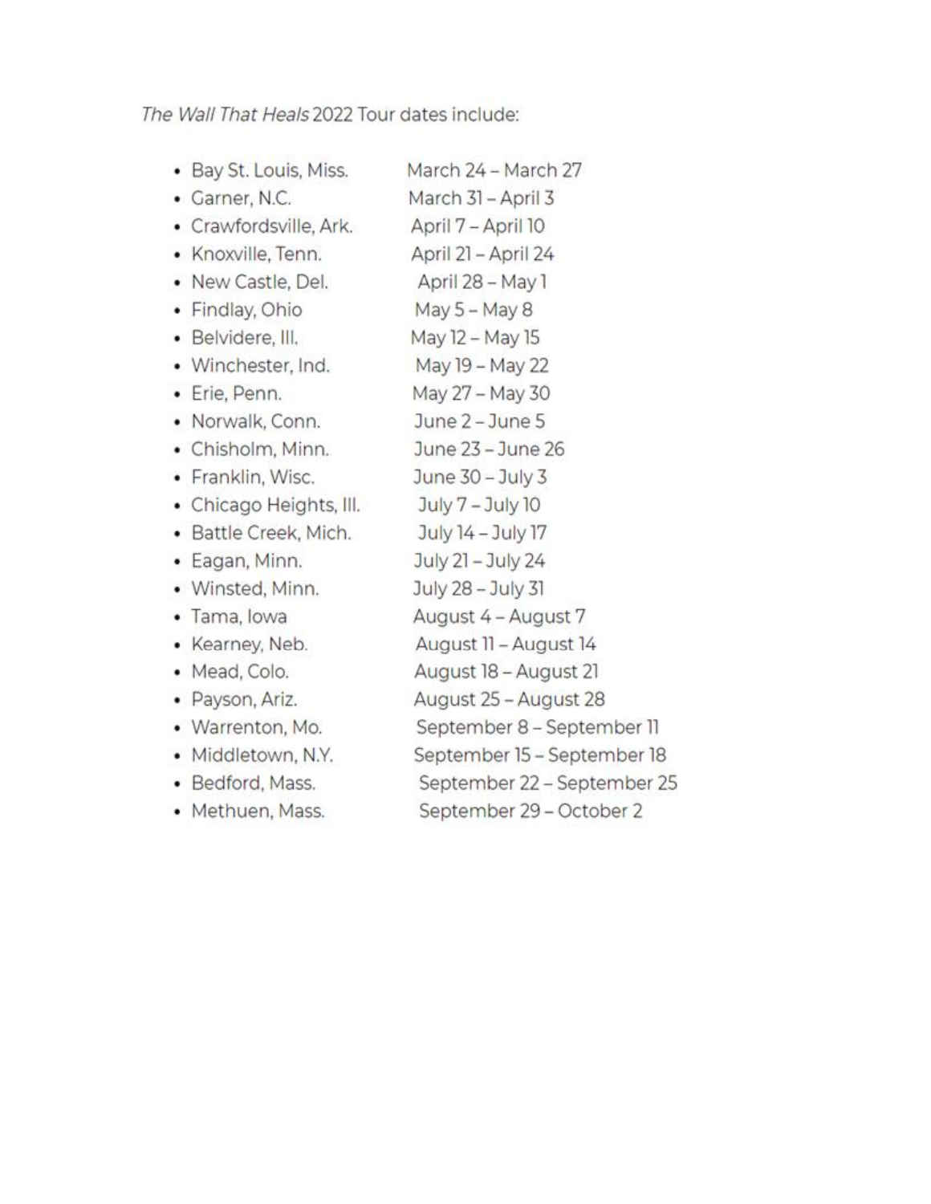*The Wall That Heals* 2022 Tour dates include:

- Bay St. Louis, Miss. March 24 – March 27
- Garner, N.C. March 31 – April 3
- Crawfordsville, Ark. April 7 – April 10
- Knoxville, Tenn. April 21 – April 24
- New Castle, Del. April 28 – May 1
- Findlay, Ohio May 5 – May 8
- Belvidere, Ill. May 12 – May 15
- Winchester, Ind. May 19 – May 22
- Erie, Penn. May 27 – May 30
- Norwalk, Conn. June 2 – June 5
- Chisholm, Minn. June 23 – June 26
- Franklin, Wisc. June 30 – July 3
- Chicago Heights, Ill. July 7 – July 10
- Battle Creek, Mich. July 14 – July 17
- Eagan, Minn. July 21 – July 24
- Winsted, Minn. July 28 – July 31
- Tama, Iowa August 4 – August 7
- Kearney, Neb. August 11 – August 14
- Mead, Colo. August 18 – August 21
- Payson, Ariz. August 25 – August 28
- Warrenton, Mo. September 8 – September 11
- Middletown, N.Y. September 15 – September 18
- Bedford, Mass. September 22 – September 25
- Methuen, Mass. September 29 – October 2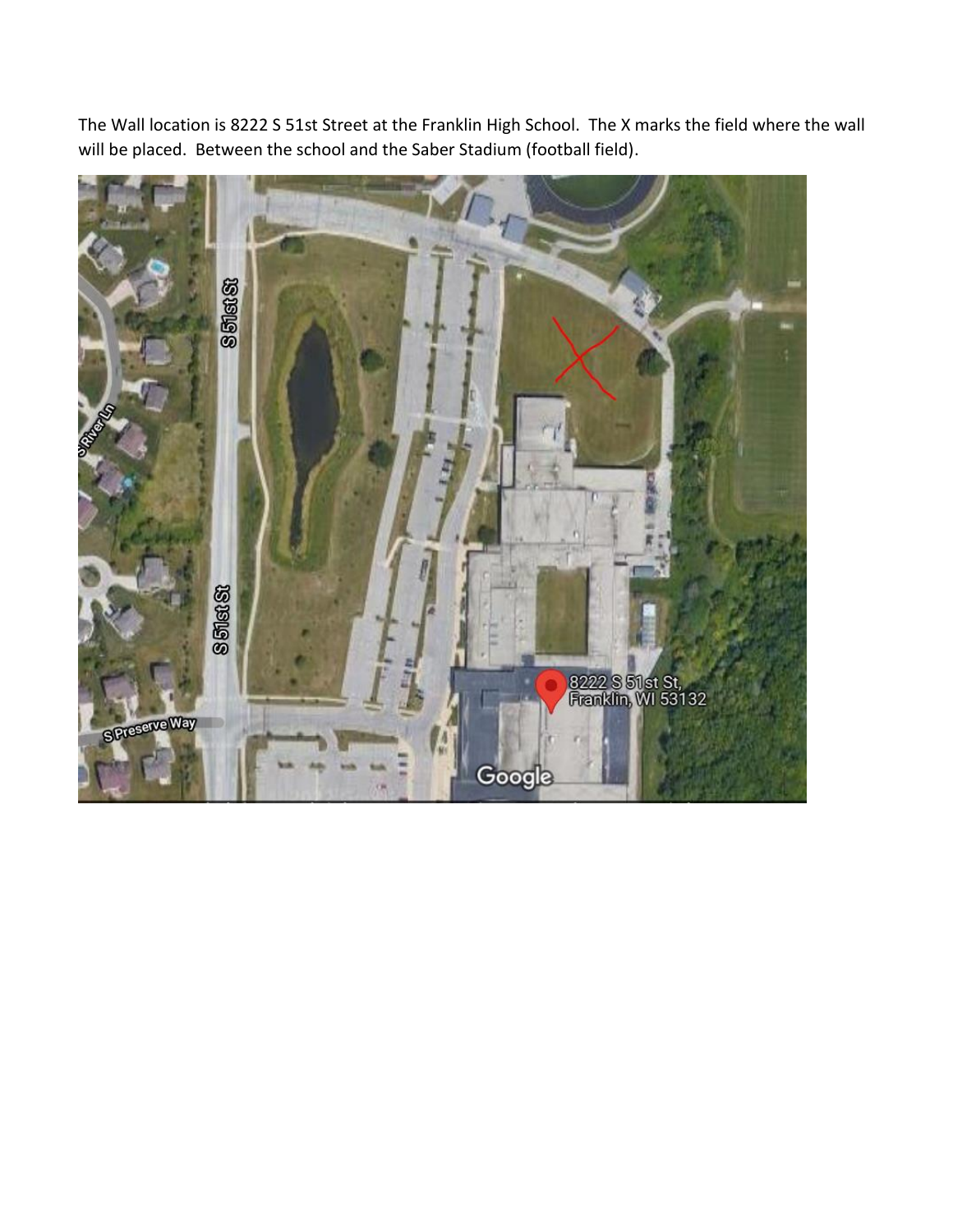The Wall location is 8222 S 51st Street at the Franklin High School. The X marks the field where the wall will be placed. Between the school and the Saber Stadium (football field).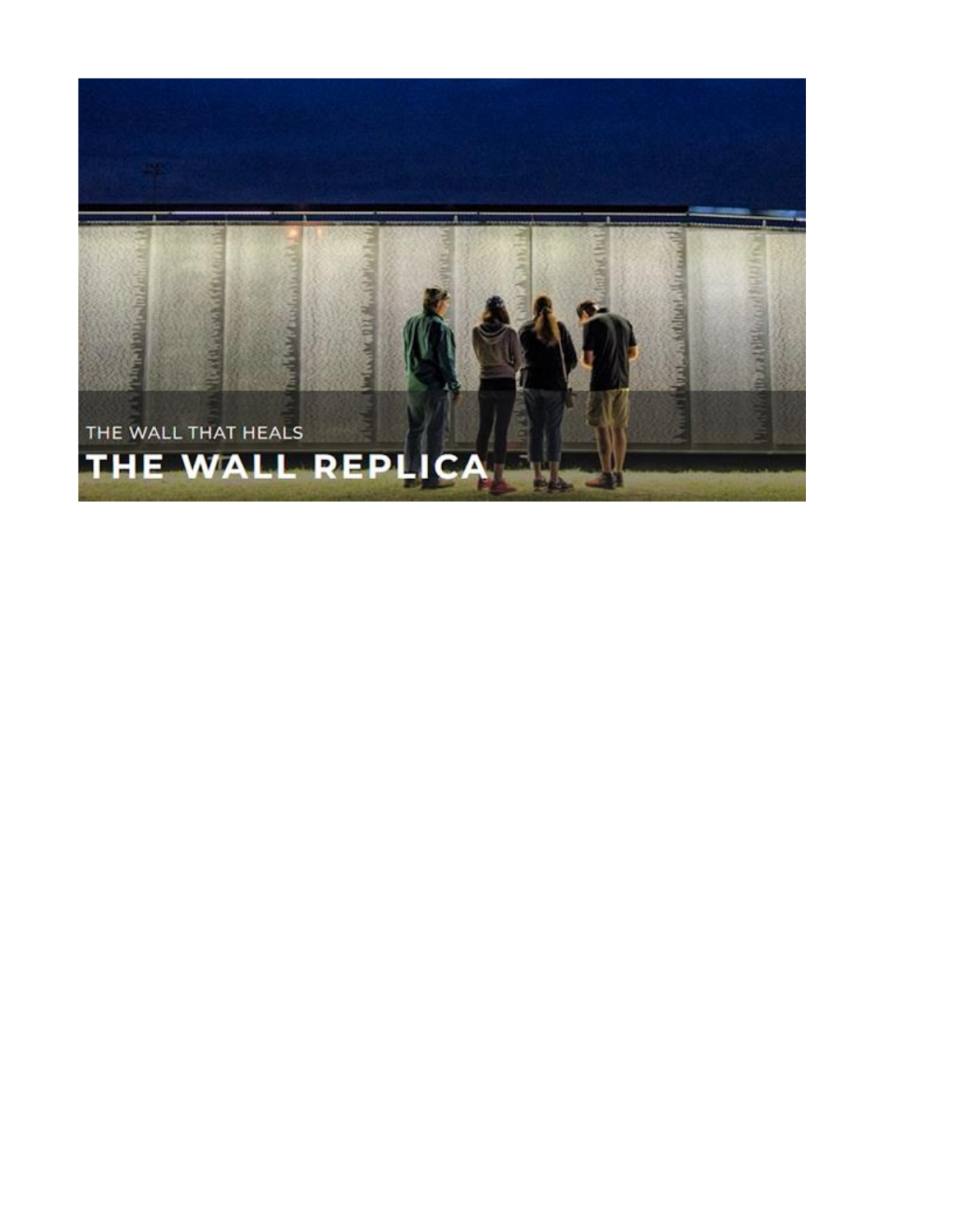THE WALL THAT HEALS

# THE WALL REPLICA